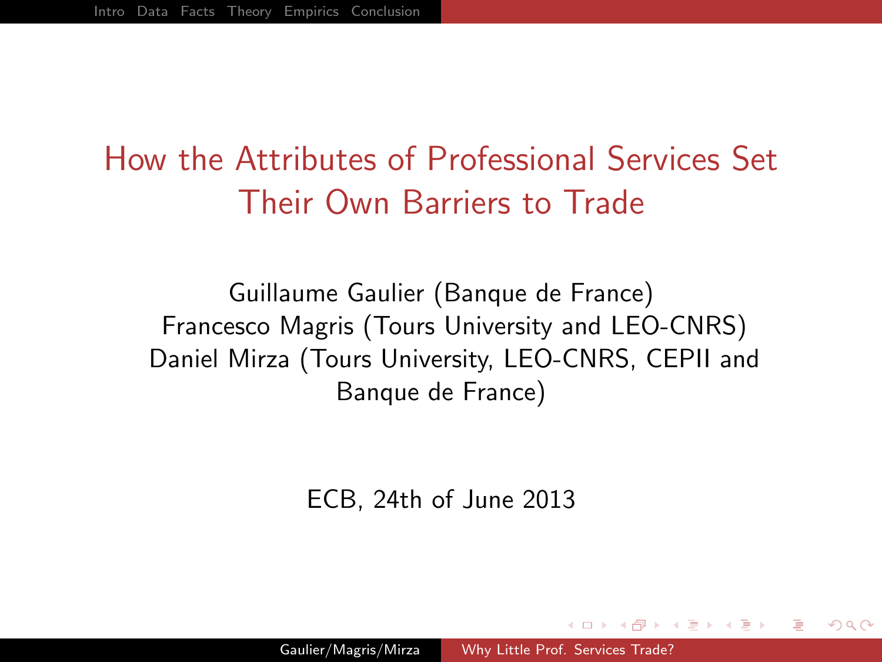# How the Attributes of Professional Services Set Their Own Barriers to Trade

Guillaume Gaulier (Banque de France)
Francesco Magris (Tours University and LEO-CNRS)
Daniel Mirza (Tours University, LEO-CNRS, CEPII and Banque de France)

ECB, 24th of June 2013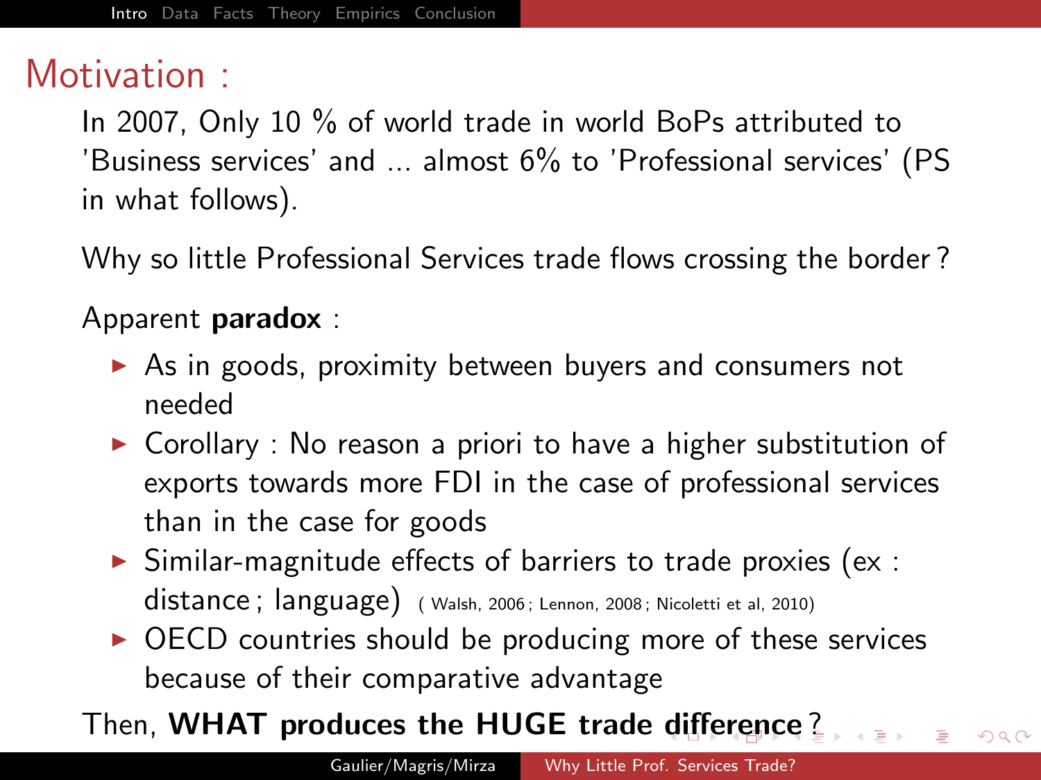# Motivation :

In 2007, Only 10 % of world trade in world BoPs attributed to 'Business services' and ... almost 6% to 'Professional services' (PS in what follows).

Why so little Professional Services trade flows crossing the border ?

Apparent **paradox** :

- As in goods, proximity between buyers and consumers not needed
- Corollary : No reason a priori to have a higher substitution of exports towards more FDI in the case of professional services than in the case for goods
- Similar-magnitude effects of barriers to trade proxies (ex : distance ; language) ( Walsh, 2006 ; Lennon, 2008 ; Nicoletti et al, 2010)
- OECD countries should be producing more of these services because of their comparative advantage

Then, **WHAT produces the HUGE trade difference** ?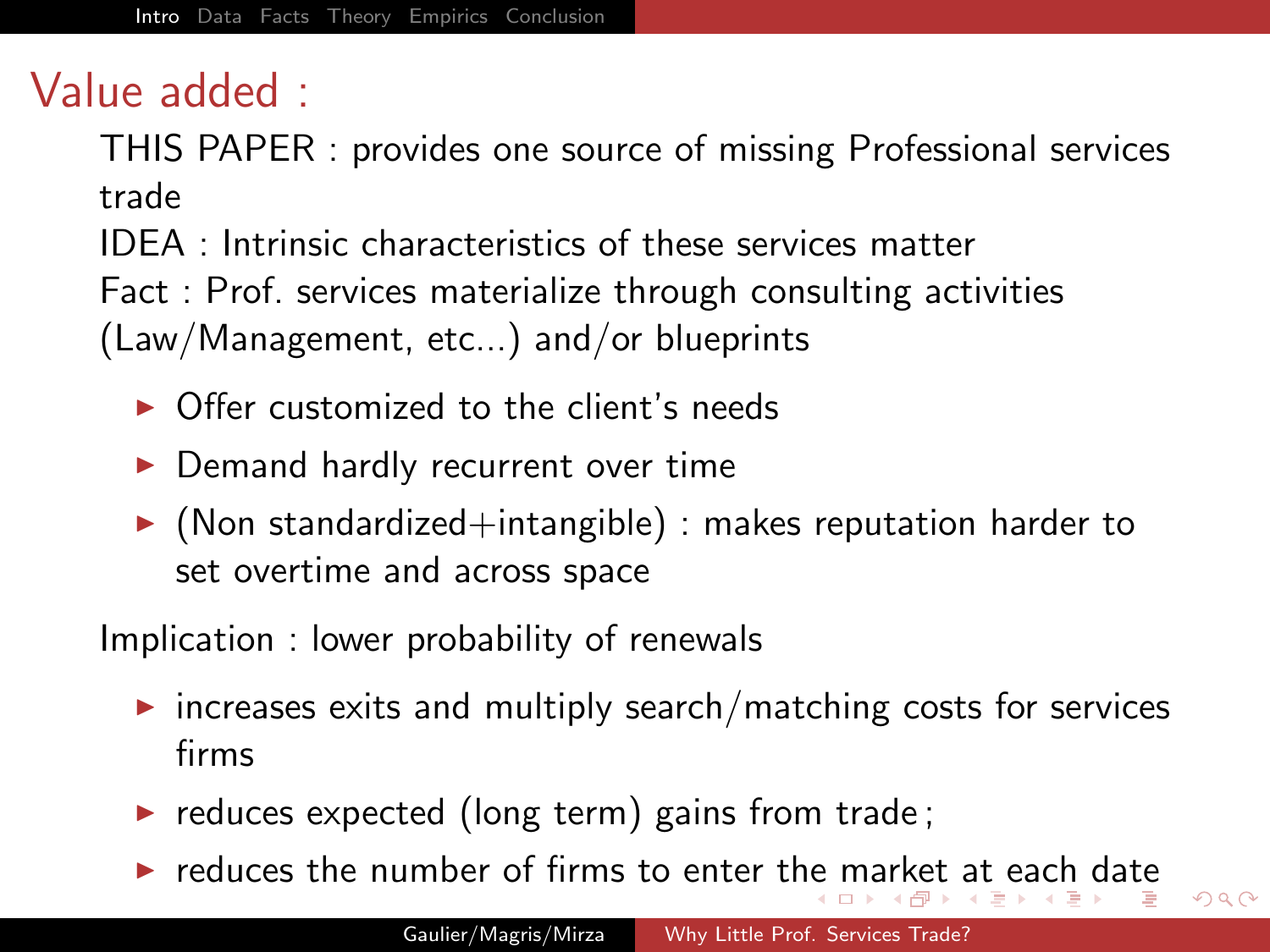# Value added :

THIS PAPER : provides one source of missing Professional services trade

IDEA : Intrinsic characteristics of these services matter

Fact : Prof. services materialize through consulting activities (Law/Management, etc...) and/or blueprints

- Offer customized to the client's needs
- Demand hardly recurrent over time
- (Non standardized+intangible) : makes reputation harder to set overtime and across space

Implication : lower probability of renewals

- increases exits and multiply search/matching costs for services firms
- reduces expected (long term) gains from trade ;
- reduces the number of firms to enter the market at each date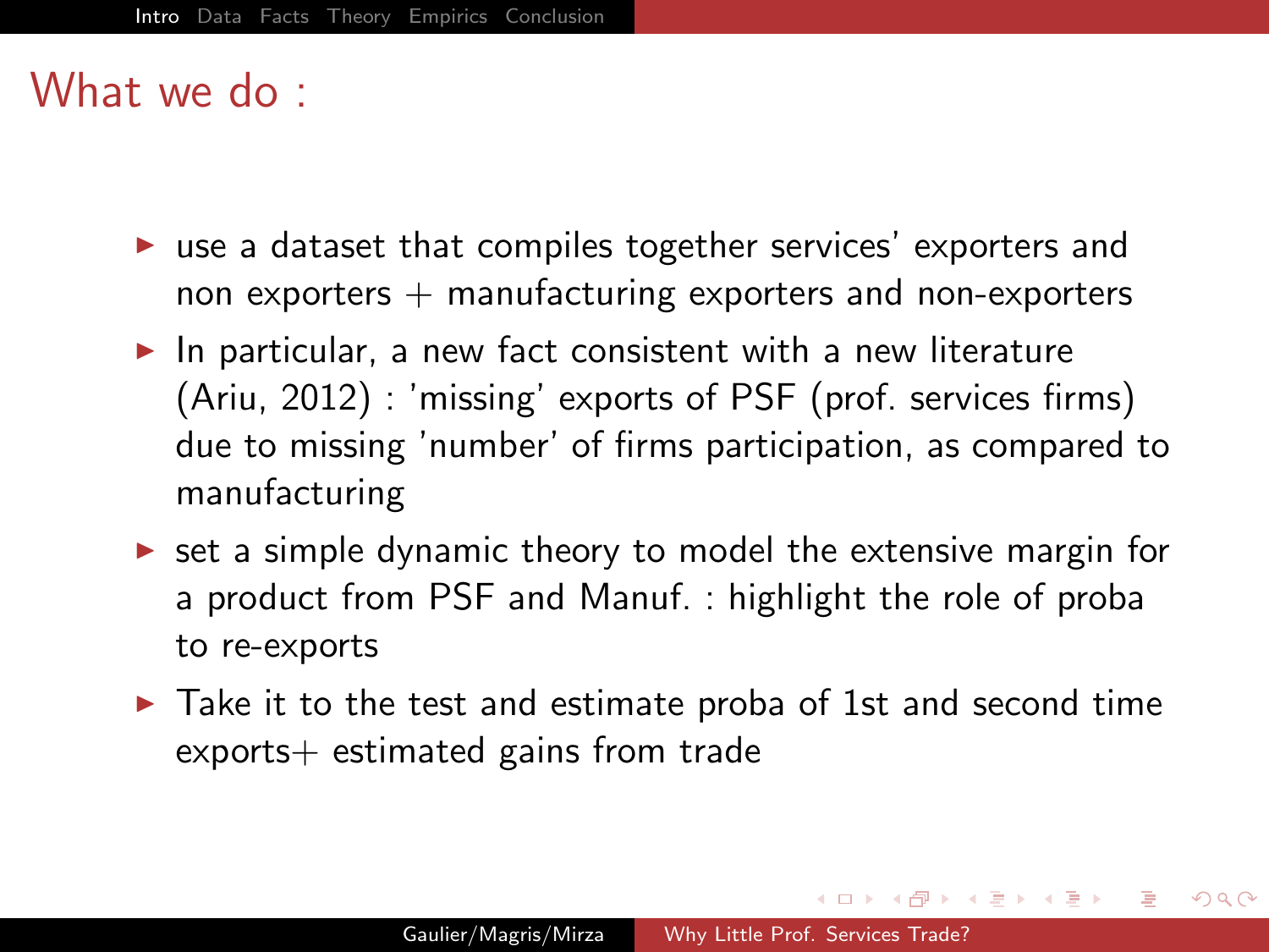# What we do :

- use a dataset that compiles together services' exporters and non exporters + manufacturing exporters and non-exporters
- In particular, a new fact consistent with a new literature (Ariu, 2012) : 'missing' exports of PSF (prof. services firms) due to missing 'number' of firms participation, as compared to manufacturing
- set a simple dynamic theory to model the extensive margin for a product from PSF and Manuf. : highlight the role of proba to re-exports
- Take it to the test and estimate proba of 1st and second time exports+ estimated gains from trade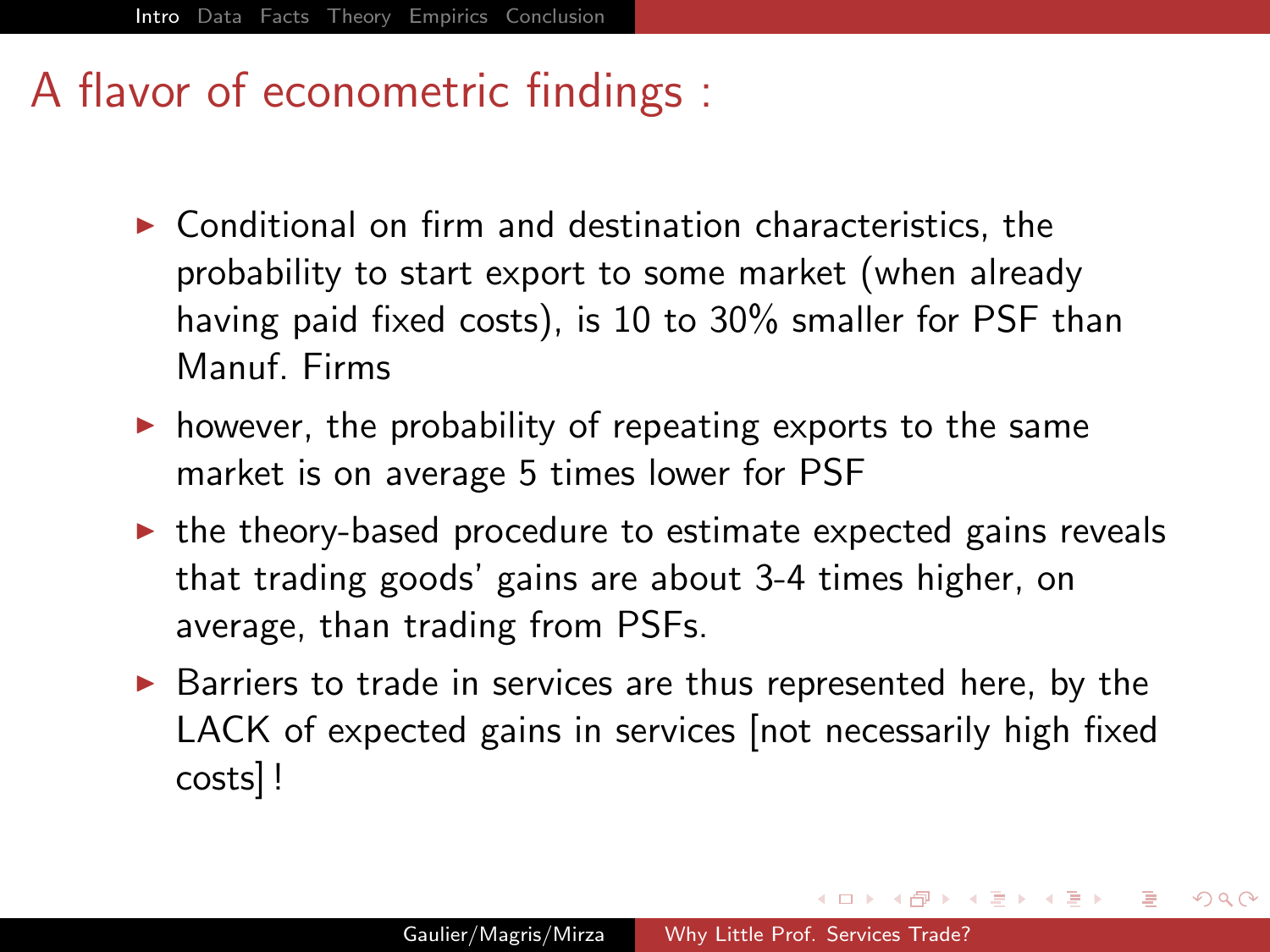# A flavor of econometric findings :

- Conditional on firm and destination characteristics, the probability to start export to some market (when already having paid fixed costs), is 10 to 30% smaller for PSF than Manuf. Firms
- however, the probability of repeating exports to the same market is on average 5 times lower for PSF
- the theory-based procedure to estimate expected gains reveals that trading goods' gains are about 3-4 times higher, on average, than trading from PSFs.
- Barriers to trade in services are thus represented here, by the LACK of expected gains in services [not necessarily high fixed costs] !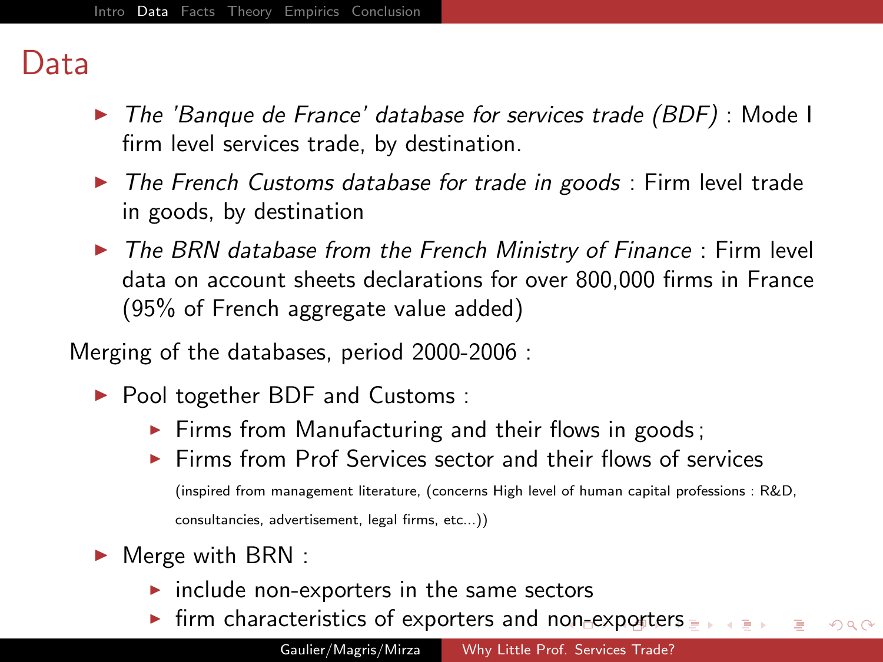# Data

- *The 'Banque de France' database for services trade (BDF)* : Mode I firm level services trade, by destination.
- *The French Customs database for trade in goods* : Firm level trade in goods, by destination
- *The BRN database from the French Ministry of Finance* : Firm level data on account sheets declarations for over 800,000 firms in France (95% of French aggregate value added)

Merging of the databases, period 2000-2006 :

- Pool together BDF and Customs :
  - Firms from Manufacturing and their flows in goods ;
  - Firms from Prof Services sector and their flows of services (inspired from management literature, (concerns High level of human capital professions : R&D, consultancies, advertisement, legal firms, etc...))
- Merge with BRN :
  - include non-exporters in the same sectors
  - firm characteristics of exporters and non-exporters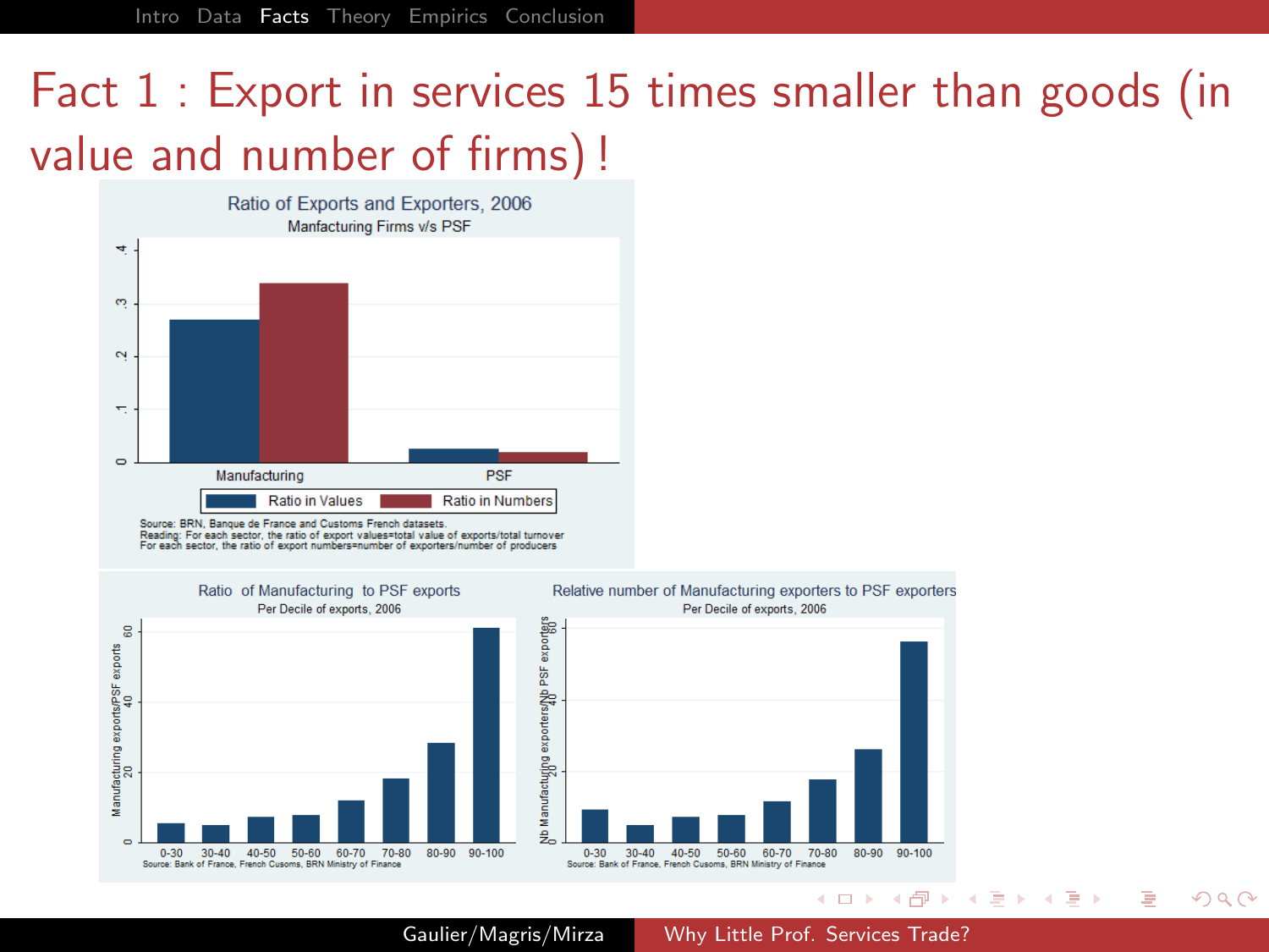# Fact 1 : Export in services 15 times smaller than goods (in value and number of firms) !

**Ratio of Exports and Exporters, 2006**

Manfacturing Firms v/s PSF

Ratio in Values | Ratio in Numbers

Source: BRN, Banque de France and Customs French datasets.
Reading: For each sector, the ratio of export values=total value of exports/total turnover
For each sector, the ratio of export numbers=number of exporters/number of producers

**Ratio of Manufacturing to PSF exports**

Per Decile of exports, 2006

Source: Bank of France, French Cusoms, BRN Ministry of Finance

**Relative number of Manufacturing exporters to PSF exporters**

Per Decile of exports, 2006

Source: Bank of France, French Cusoms, BRN Ministry of Finance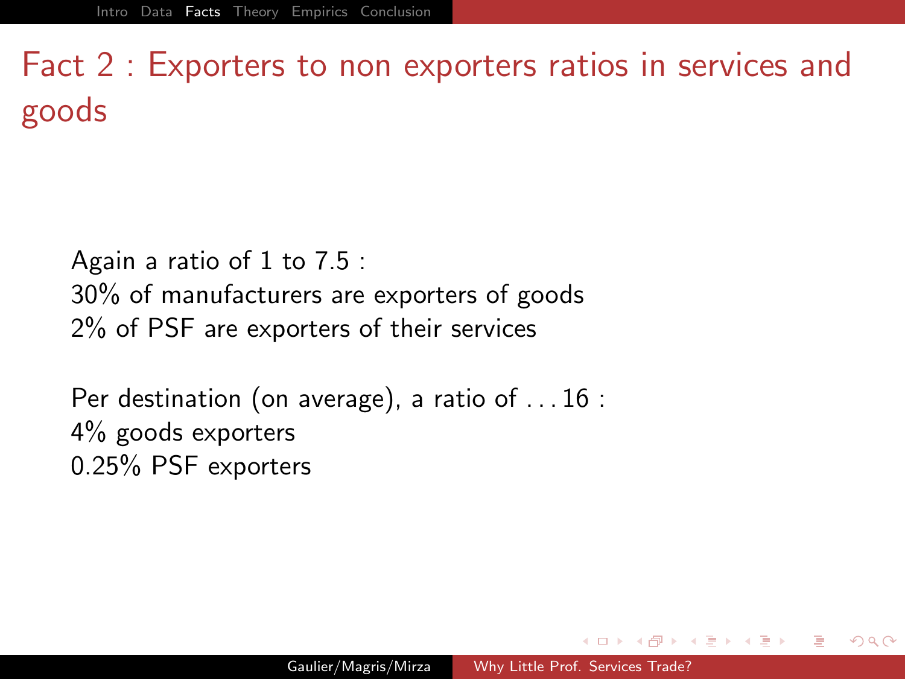# Fact 2 : Exporters to non exporters ratios in services and goods

Again a ratio of 1 to 7.5 :
30% of manufacturers are exporters of goods
2% of PSF are exporters of their services

Per destination (on average), a ratio of . . . 16 :
4% goods exporters
0.25% PSF exporters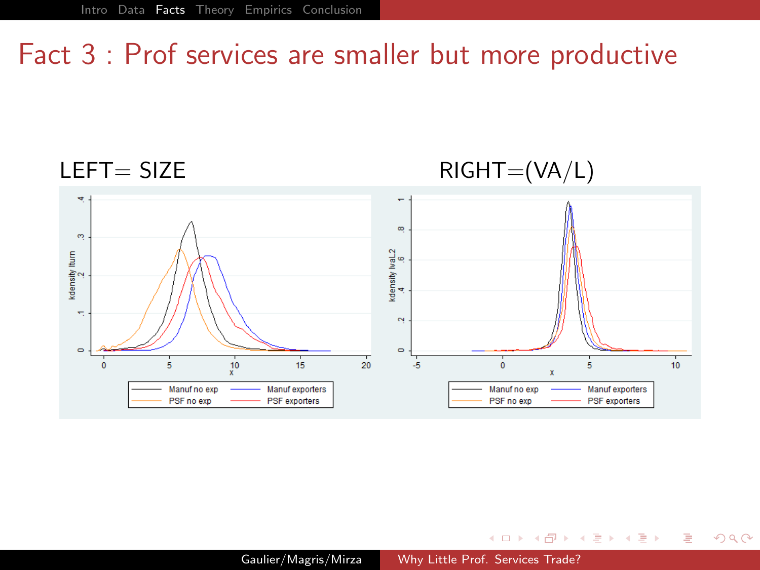# Fact 3 : Prof services are smaller but more productive

LEFT= SIZE

RIGHT=(VA/L)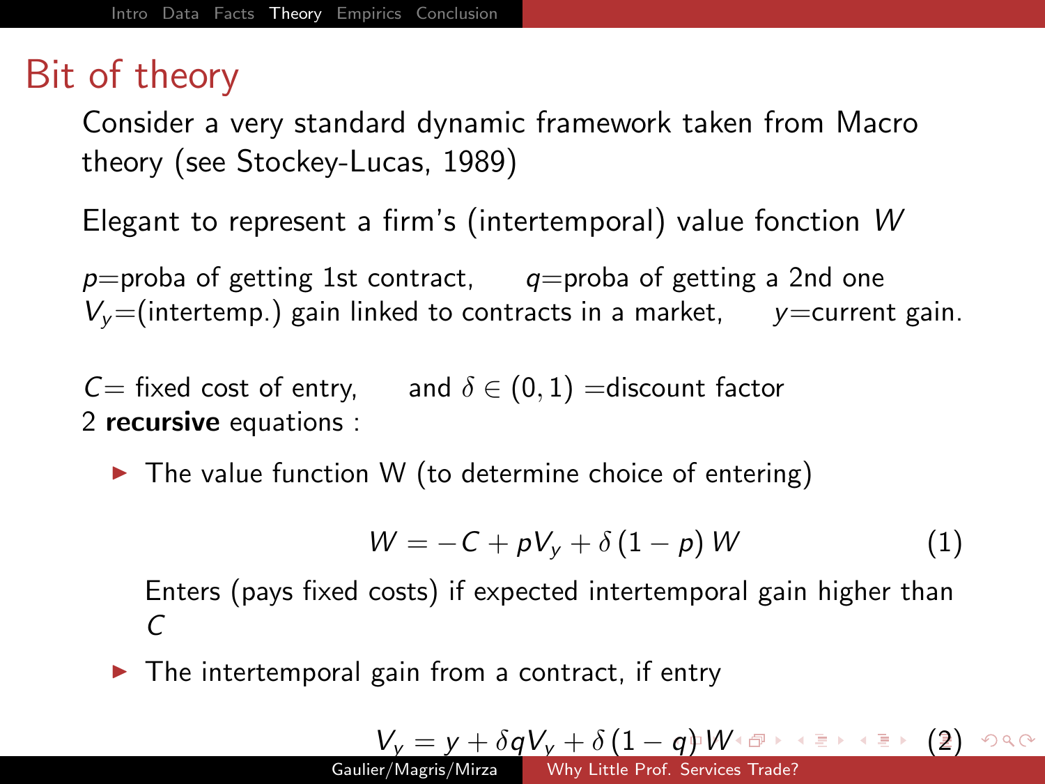# Bit of theory

Consider a very standard dynamic framework taken from Macro theory (see Stockey-Lucas, 1989)

Elegant to represent a firm's (intertemporal) value fonction $W$

$p$=proba of getting 1st contract, $q$=proba of getting a 2nd one
$V_y$=(intertemp.) gain linked to contracts in a market, $y$=current gain.

$C$= fixed cost of entry, and $\delta \in (0,1)$ =discount factor
2 **recursive** equations :

- The value function W (to determine choice of entering)

$$W = -C + pV_y + \delta (1-p) W \quad (1)$$

  Enters (pays fixed costs) if expected intertemporal gain higher than $C$

- The intertemporal gain from a contract, if entry

$$V_y = y + \delta q V_y + \delta (1-q) W \quad (2)$$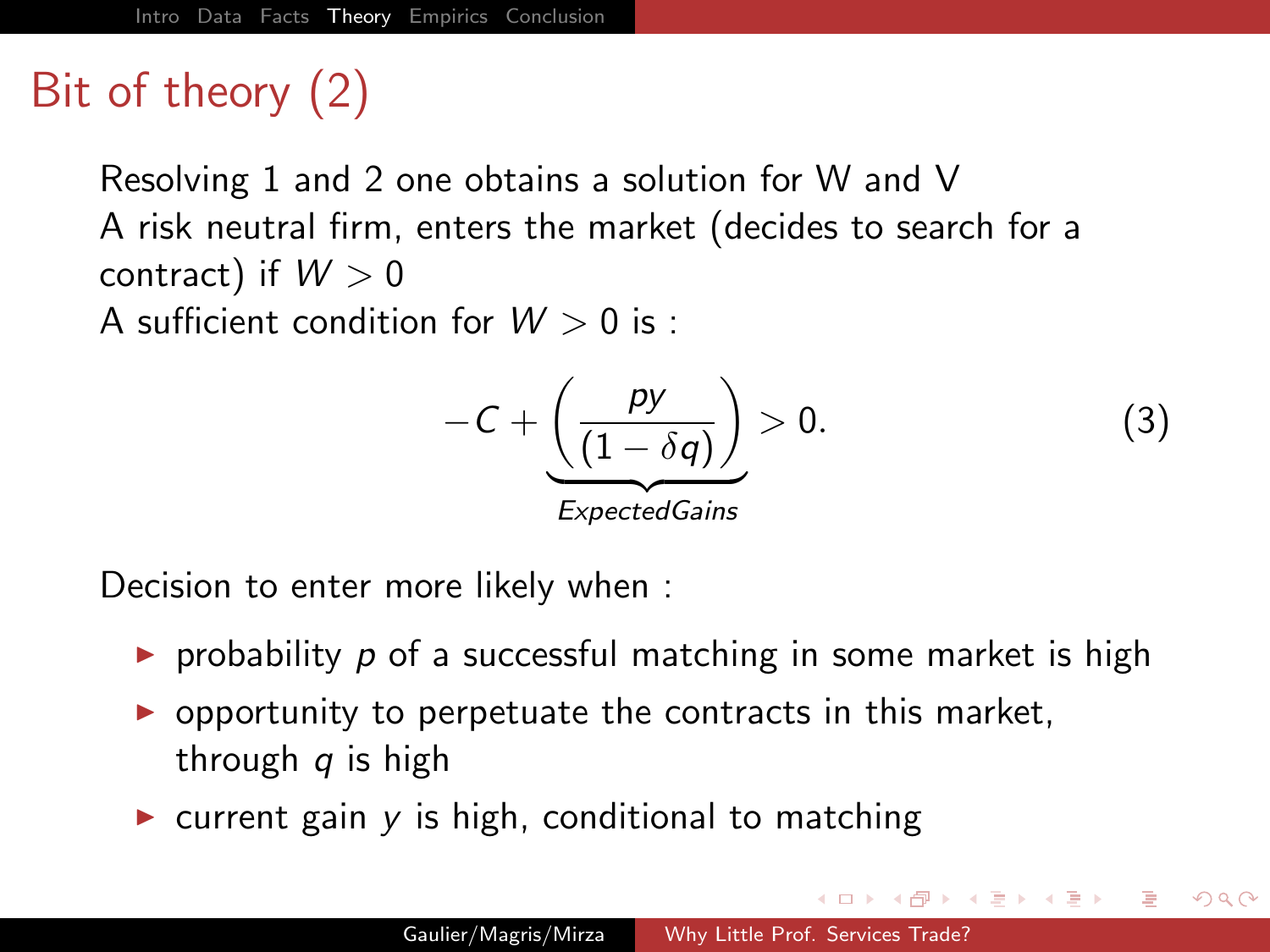# Bit of theory (2)

Resolving 1 and 2 one obtains a solution for W and V

A risk neutral firm, enters the market (decides to search for a contract) if $W > 0$

A sufficient condition for $W > 0$ is :

$$-C + \underbrace{\left(\frac{py}{(1-\delta q)}\right)}_{ExpectedGains} > 0. \tag{3}$$

Decision to enter more likely when :

- probability $p$ of a successful matching in some market is high
- opportunity to perpetuate the contracts in this market, through $q$ is high
- current gain $y$ is high, conditional to matching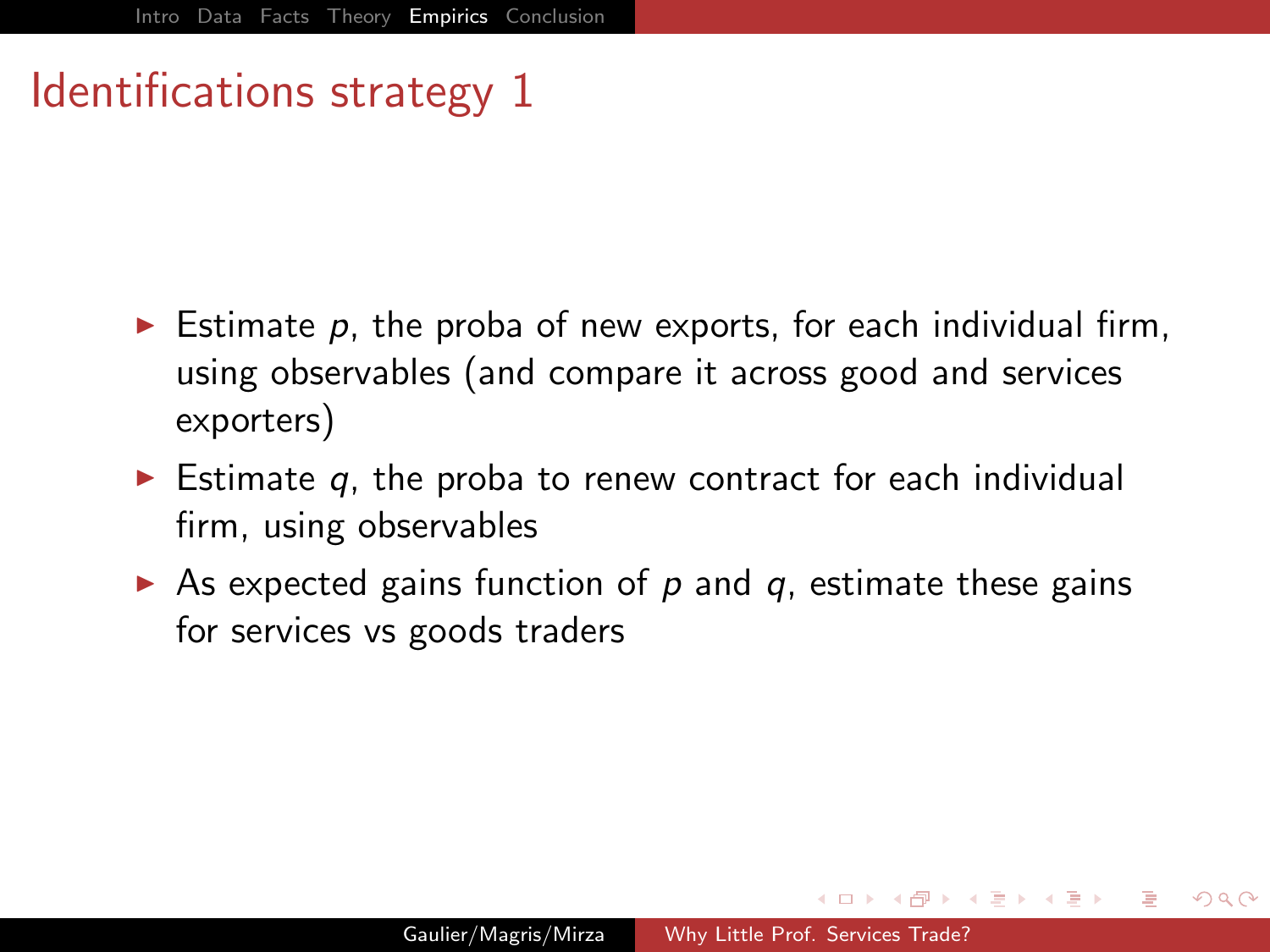# Identifications strategy 1

- Estimate $p$, the proba of new exports, for each individual firm, using observables (and compare it across good and services exporters)
- Estimate $q$, the proba to renew contract for each individual firm, using observables
- As expected gains function of $p$ and $q$, estimate these gains for services vs goods traders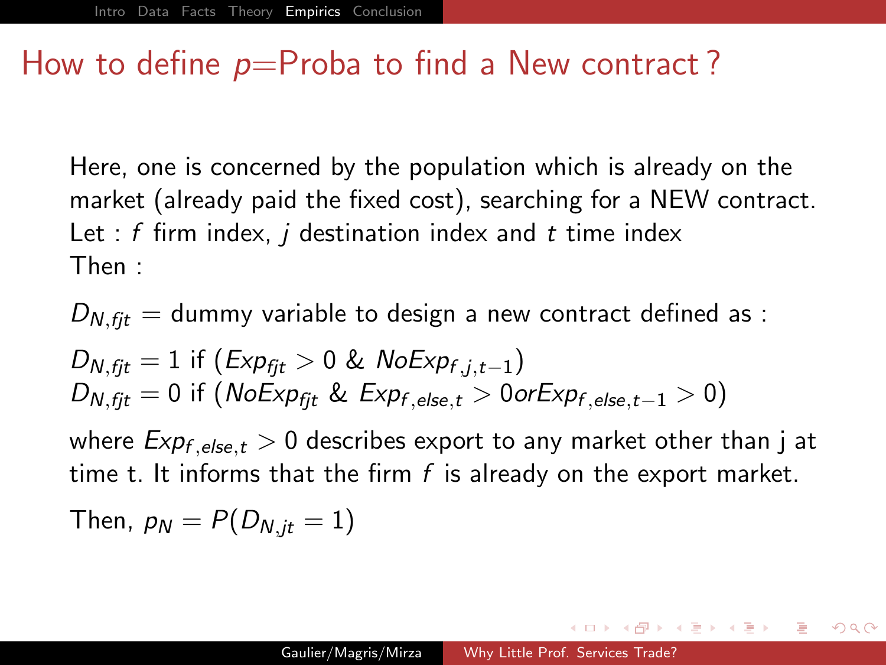# How to define $p$=Proba to find a New contract ?

Here, one is concerned by the population which is already on the market (already paid the fixed cost), searching for a NEW contract.
Let : $f$ firm index, $j$ destination index and $t$ time index
Then :

$D_{N,fjt}$ = dummy variable to design a new contract defined as :

$D_{N,fjt} = 1$ if $(Exp_{fjt} > 0 \ \& \ NoExp_{f,j,t-1})$
$D_{N,fjt} = 0$ if $(NoExp_{fjt} \ \& \ Exp_{f,else,t} > 0 or Exp_{f,else,t-1} > 0)$

where $Exp_{f,else,t} > 0$ describes export to any market other than j at time t. It informs that the firm $f$ is already on the export market.

Then, $p_N = P(D_{N,jt} = 1)$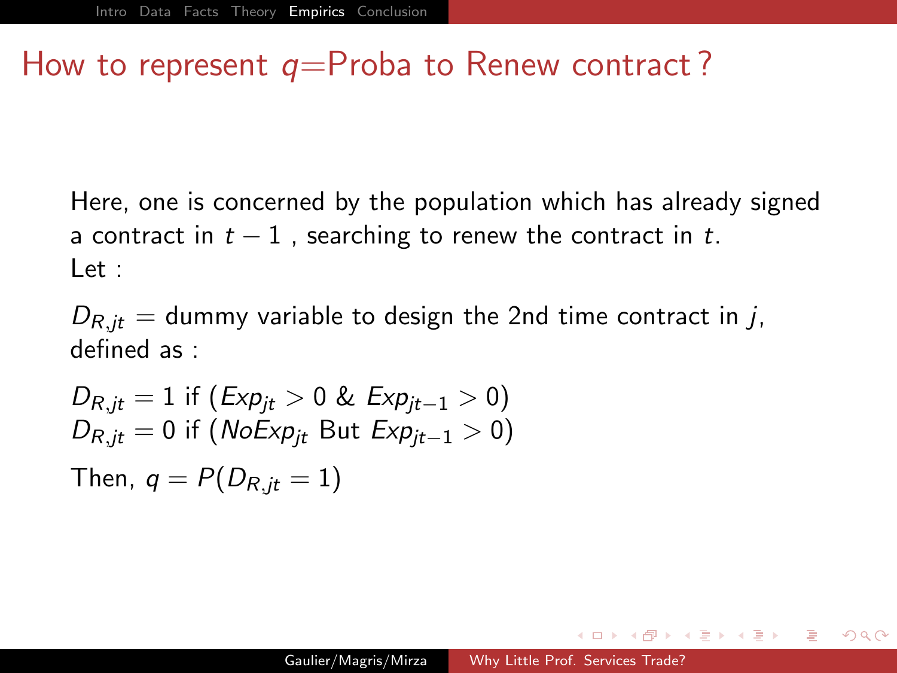# How to represent $q$=Proba to Renew contract ?

Here, one is concerned by the population which has already signed a contract in $t-1$ , searching to renew the contract in $t$.
Let :

$D_{R,jt}$ = dummy variable to design the 2nd time contract in $j$, defined as :

$D_{R,jt} = 1$ if ($Exp_{jt} > 0$ & $Exp_{jt-1} > 0$)
$D_{R,jt} = 0$ if ($NoExp_{jt}$ But $Exp_{jt-1} > 0$)

Then, $q = P(D_{R,jt} = 1)$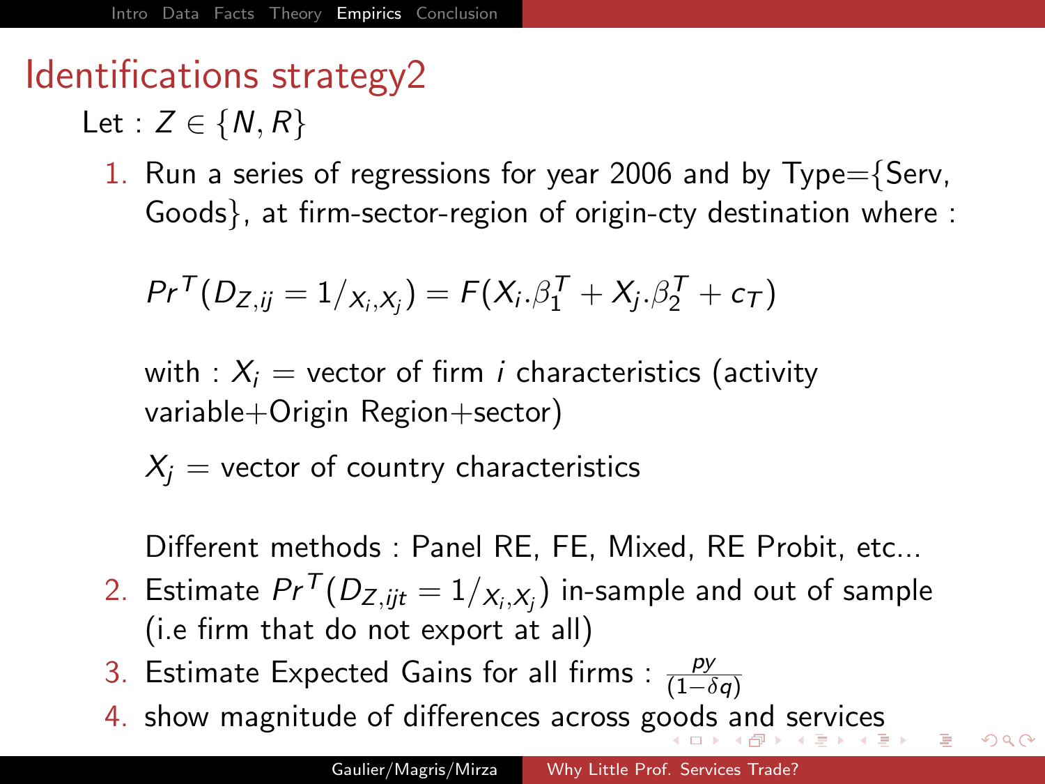# Identifications strategy2

Let : $Z \in \{N, R\}$

1. Run a series of regressions for year 2006 and by Type={Serv, Goods}, at firm-sector-region of origin-cty destination where :

   $$Pr^T(D_{Z,ij} = 1/_{X_i,X_j}) = F(X_i.\beta_1^T + X_j.\beta_2^T + c_T)$$

   with : $X_i$ = vector of firm $i$ characteristics (activity variable+Origin Region+sector)

   $X_j$ = vector of country characteristics

   Different methods : Panel RE, FE, Mixed, RE Probit, etc...

2. Estimate $Pr^T(D_{Z,ijt} = 1/_{X_i,X_j})$ in-sample and out of sample (i.e firm that do not export at all)
3. Estimate Expected Gains for all firms : $\frac{py}{(1-\delta q)}$
4. show magnitude of differences across goods and services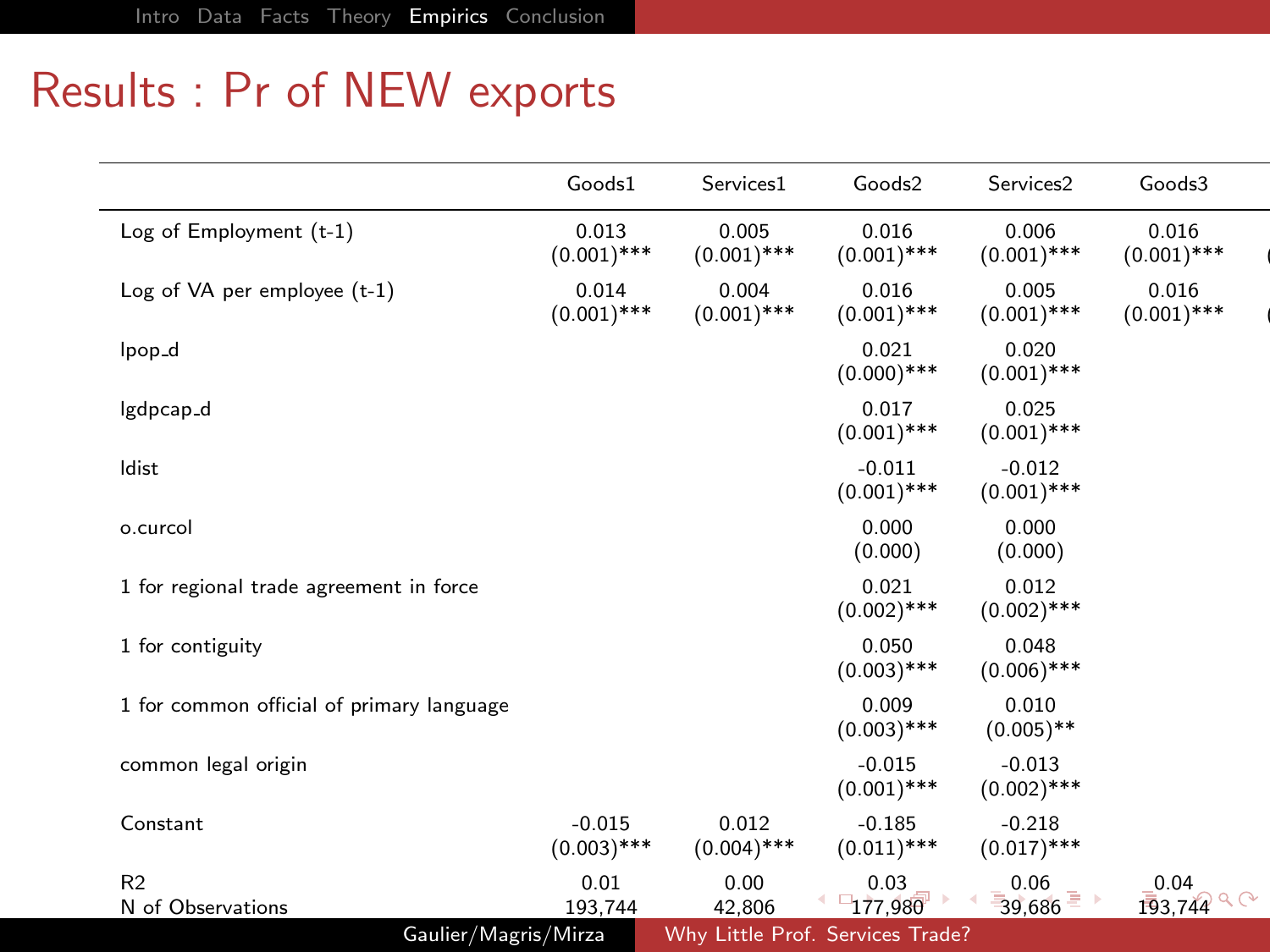# Results : Pr of NEW exports

| | Goods1 | Services1 | Goods2 | Services2 | Goods3 |
|---|---|---|---|---|---|
| Log of Employment (t-1) | 0.013 (0.001)*** | 0.005 (0.001)*** | 0.016 (0.001)*** | 0.006 (0.001)*** | 0.016 (0.001)*** |
| Log of VA per employee (t-1) | 0.014 (0.001)*** | 0.004 (0.001)*** | 0.016 (0.001)*** | 0.005 (0.001)*** | 0.016 (0.001)*** |
| lpop_d | | | 0.021 (0.000)*** | 0.020 (0.001)*** | |
| lgdpcap_d | | | 0.017 (0.001)*** | 0.025 (0.001)*** | |
| ldist | | | -0.011 (0.001)*** | -0.012 (0.001)*** | |
| o.curcol | | | 0.000 (0.000) | 0.000 (0.000) | |
| 1 for regional trade agreement in force | | | 0.021 (0.002)*** | 0.012 (0.002)*** | |
| 1 for contiguity | | | 0.050 (0.003)*** | 0.048 (0.006)*** | |
| 1 for common official of primary language | | | 0.009 (0.003)*** | 0.010 (0.005)** | |
| common legal origin | | | -0.015 (0.001)*** | -0.013 (0.002)*** | |
| Constant | -0.015 (0.003)*** | 0.012 (0.004)*** | -0.185 (0.011)*** | -0.218 (0.017)*** | |
| R2 | 0.01 | 0.00 | 0.03 | 0.06 | 0.04 |
| N of Observations | 193,744 | 42,806 | 177,980 | 39,686 | 193,744 |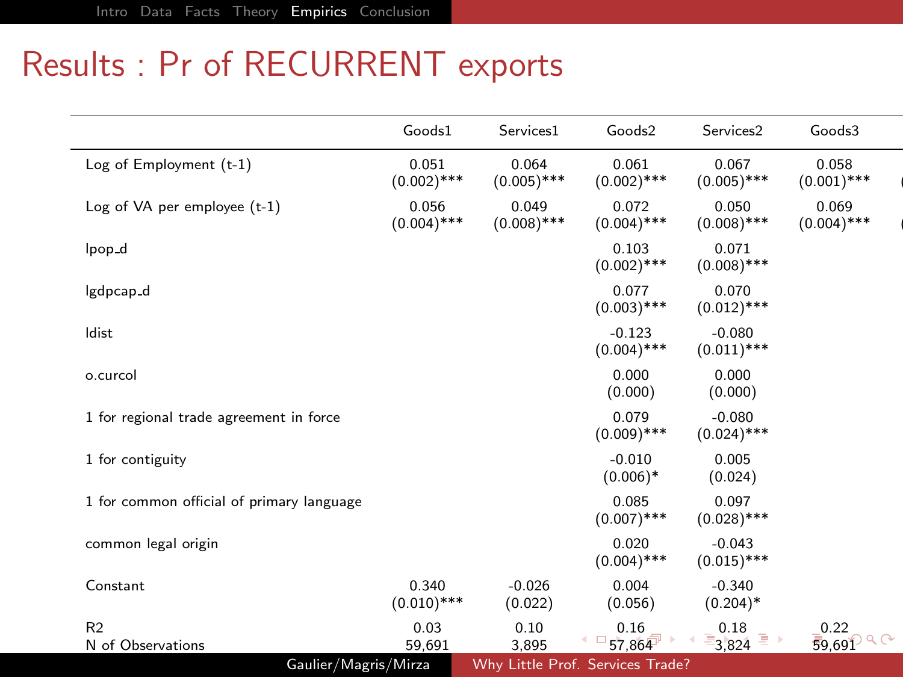# Results : Pr of RECURRENT exports

| | Goods1 | Services1 | Goods2 | Services2 | Goods3 |
|---|---|---|---|---|---|
| Log of Employment (t-1) | 0.051 (0.002)*** | 0.064 (0.005)*** | 0.061 (0.002)*** | 0.067 (0.005)*** | 0.058 (0.001)*** |
| Log of VA per employee (t-1) | 0.056 (0.004)*** | 0.049 (0.008)*** | 0.072 (0.004)*** | 0.050 (0.008)*** | 0.069 (0.004)*** |
| lpop_d | | | 0.103 (0.002)*** | 0.071 (0.008)*** | |
| lgdpcap_d | | | 0.077 (0.003)*** | 0.070 (0.012)*** | |
| ldist | | | -0.123 (0.004)*** | -0.080 (0.011)*** | |
| o.curcol | | | 0.000 (0.000) | 0.000 (0.000) | |
| 1 for regional trade agreement in force | | | 0.079 (0.009)*** | -0.080 (0.024)*** | |
| 1 for contiguity | | | -0.010 (0.006)* | 0.005 (0.024) | |
| 1 for common official of primary language | | | 0.085 (0.007)*** | 0.097 (0.028)*** | |
| common legal origin | | | 0.020 (0.004)*** | -0.043 (0.015)*** | |
| Constant | 0.340 (0.010)*** | -0.026 (0.022) | 0.004 (0.056) | -0.340 (0.204)* | |
| R2 | 0.03 | 0.10 | 0.16 | 0.18 | 0.22 |
| N of Observations | 59,691 | 3,895 | 57,864 | 3,824 | 59,691 |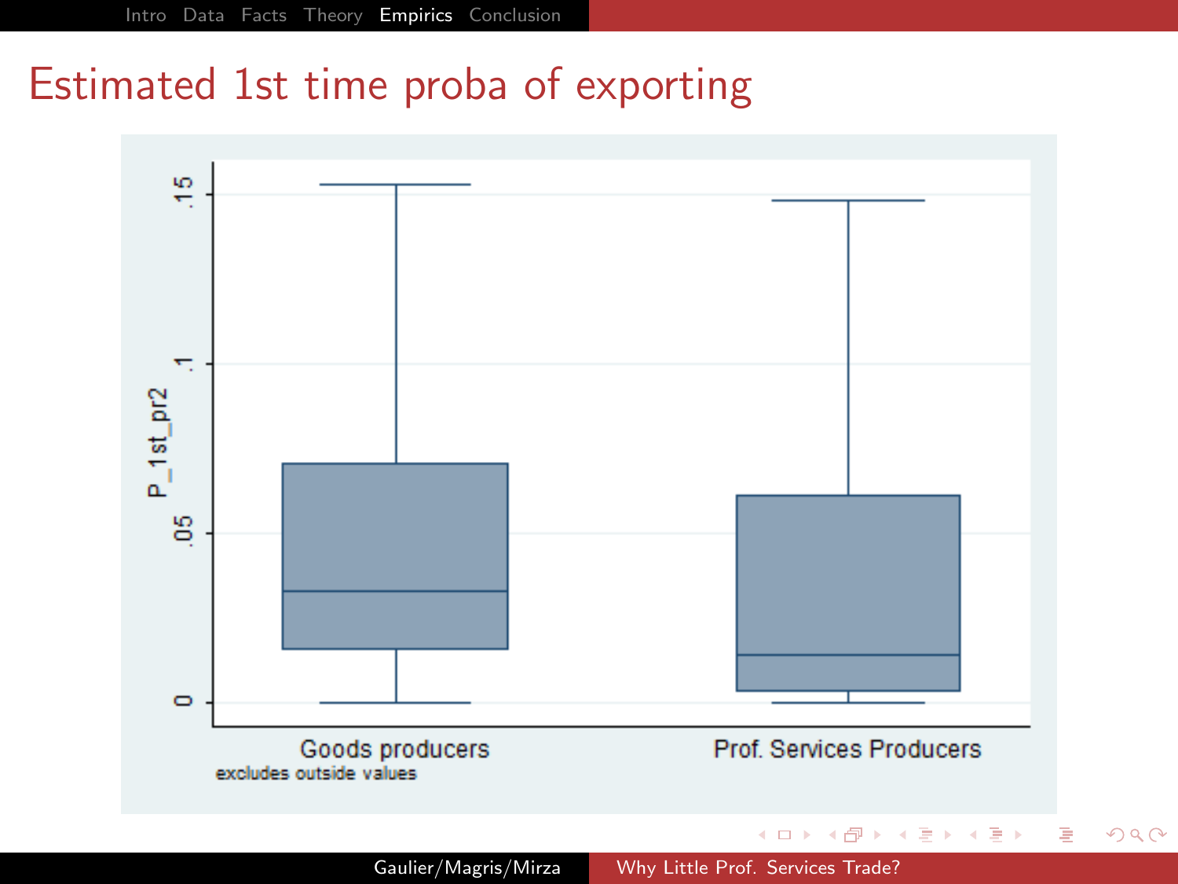# Estimated 1st time proba of exporting

P_1st_pr2

.15

.1

.05

0

Goods producers

Prof. Services Producers

excludes outside values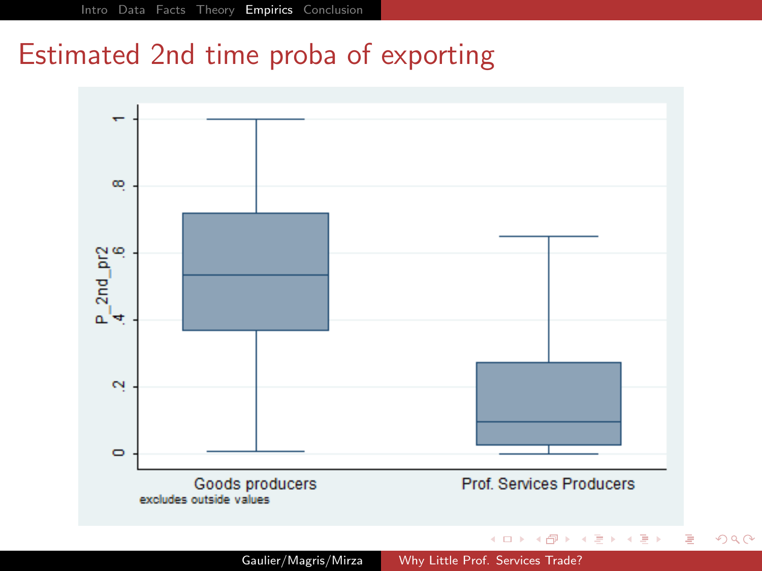# Estimated 2nd time proba of exporting

P_2nd_pr2

1, .8, .6, .4, .2, 0

Goods producers

excludes outside values

Prof. Services Producers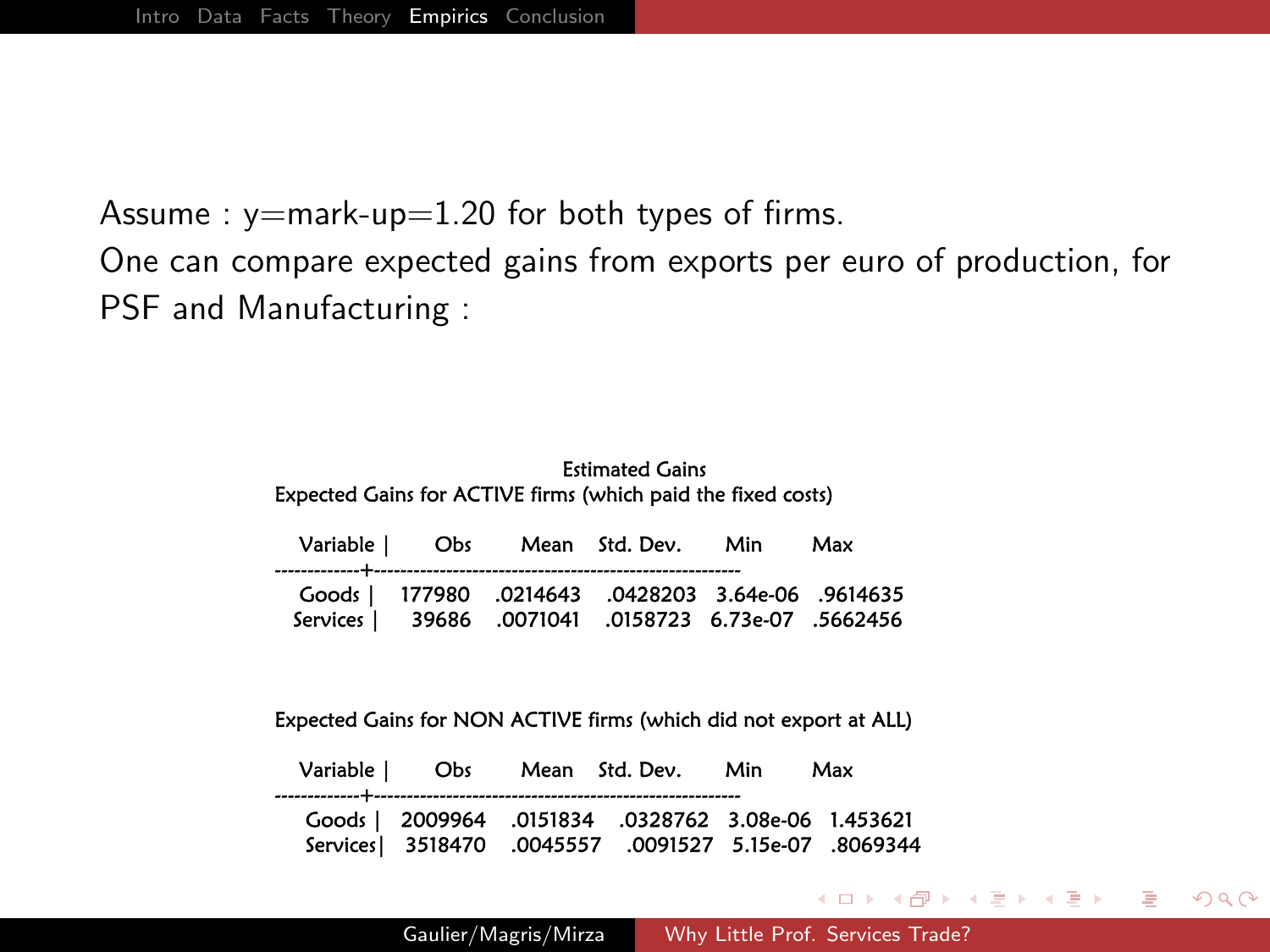Assume : y=mark-up=1.20 for both types of firms.
One can compare expected gains from exports per euro of production, for PSF and Manufacturing :

Estimated Gains

Expected Gains for ACTIVE firms (which paid the fixed costs)

| Variable | Obs | Mean | Std. Dev. | Min | Max |
|---|---|---|---|---|---|
| Goods | 177980 | .0214643 | .0428203 | 3.64e-06 | .9614635 |
| Services | 39686 | .0071041 | .0158723 | 6.73e-07 | .5662456 |

Expected Gains for NON ACTIVE firms (which did not export at ALL)

| Variable | Obs | Mean | Std. Dev. | Min | Max |
|---|---|---|---|---|---|
| Goods | 2009964 | .0151834 | .0328762 | 3.08e-06 | 1.453621 |
| Services | 3518470 | .0045557 | .0091527 | 5.15e-07 | .8069344 |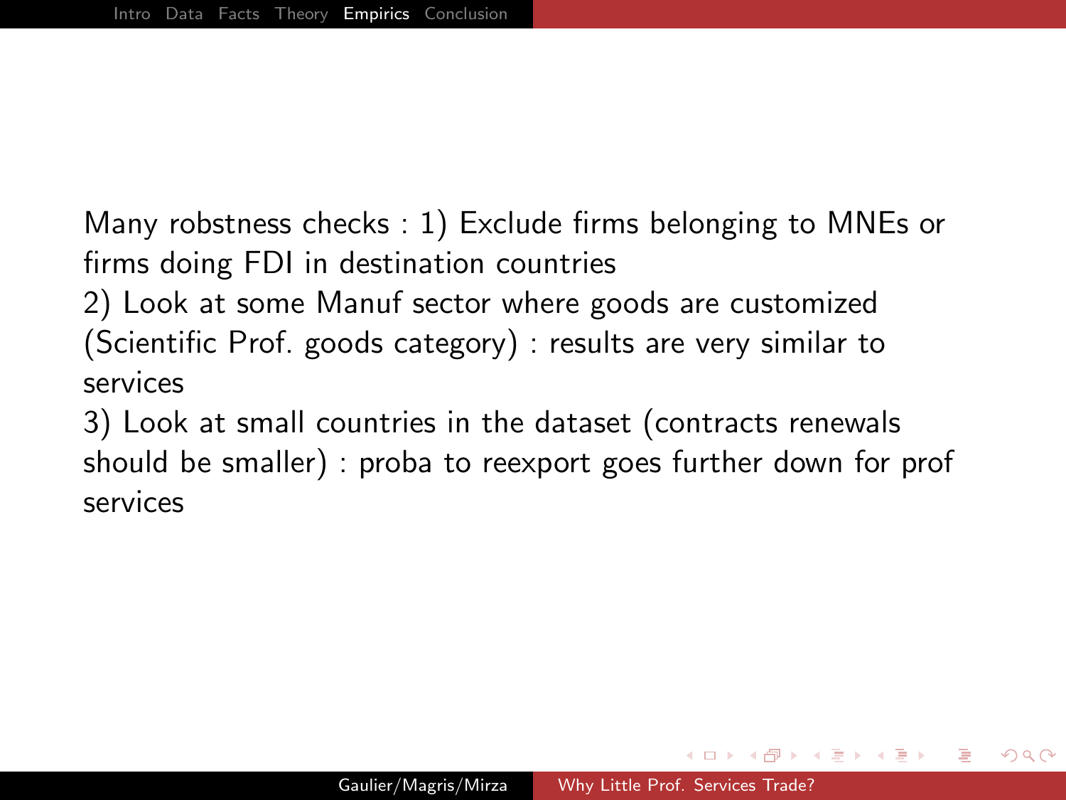Many robstness checks : 1) Exclude firms belonging to MNEs or firms doing FDI in destination countries

2) Look at some Manuf sector where goods are customized (Scientific Prof. goods category) : results are very similar to services

3) Look at small countries in the dataset (contracts renewals should be smaller) : proba to reexport goes further down for prof services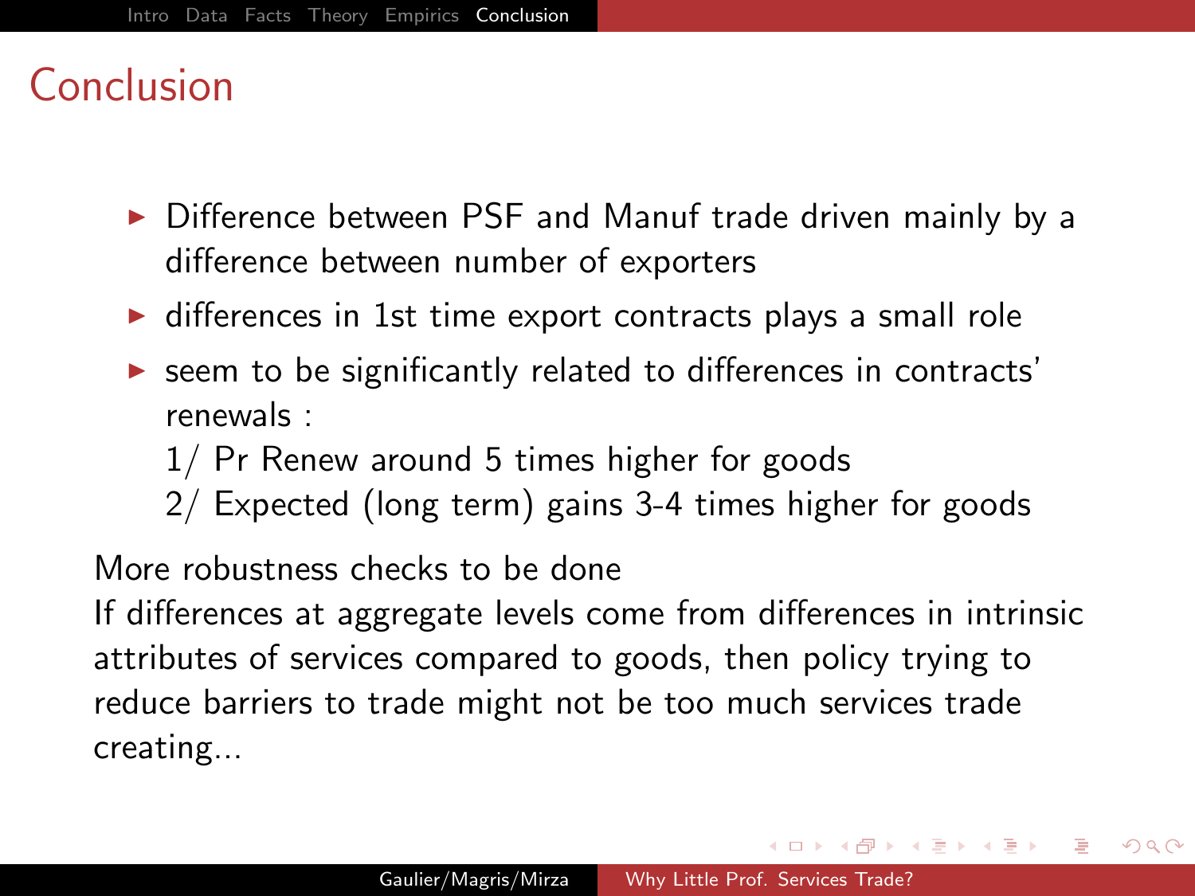# Conclusion

- Difference between PSF and Manuf trade driven mainly by a difference between number of exporters
- differences in 1st time export contracts plays a small role
- seem to be significantly related to differences in contracts' renewals :

  1/ Pr Renew around 5 times higher for goods

  2/ Expected (long term) gains 3-4 times higher for goods

More robustness checks to be done

If differences at aggregate levels come from differences in intrinsic attributes of services compared to goods, then policy trying to reduce barriers to trade might not be too much services trade creating...